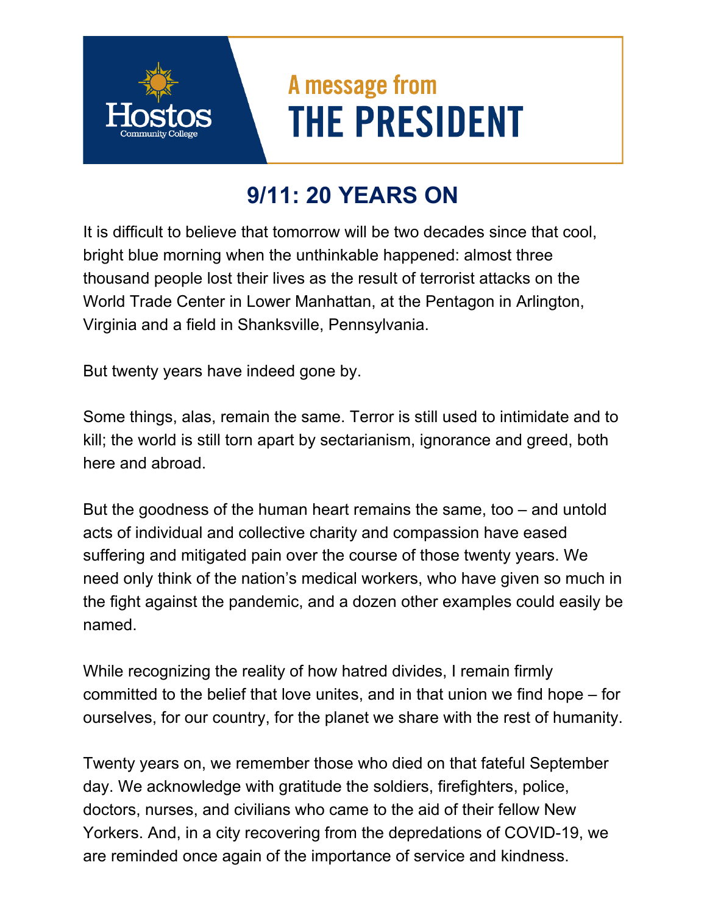Hostos Community College

A message from

# THE PRESIDENT

## 9/11: 20 YEARS ON

It is difficult to believe that tomorrow will be two decades since that cool, bright blue morning when the unthinkable happened: almost three thousand people lost their lives as the result of terrorist attacks on the World Trade Center in Lower Manhattan, at the Pentagon in Arlington, Virginia and a field in Shanksville, Pennsylvania.

But twenty years have indeed gone by.

Some things, alas, remain the same. Terror is still used to intimidate and to kill; the world is still torn apart by sectarianism, ignorance and greed, both here and abroad.

But the goodness of the human heart remains the same, too – and untold acts of individual and collective charity and compassion have eased suffering and mitigated pain over the course of those twenty years. We need only think of the nation's medical workers, who have given so much in the fight against the pandemic, and a dozen other examples could easily be named.

While recognizing the reality of how hatred divides, I remain firmly committed to the belief that love unites, and in that union we find hope – for ourselves, for our country, for the planet we share with the rest of humanity.

Twenty years on, we remember those who died on that fateful September day. We acknowledge with gratitude the soldiers, firefighters, police, doctors, nurses, and civilians who came to the aid of their fellow New Yorkers. And, in a city recovering from the depredations of COVID-19, we are reminded once again of the importance of service and kindness.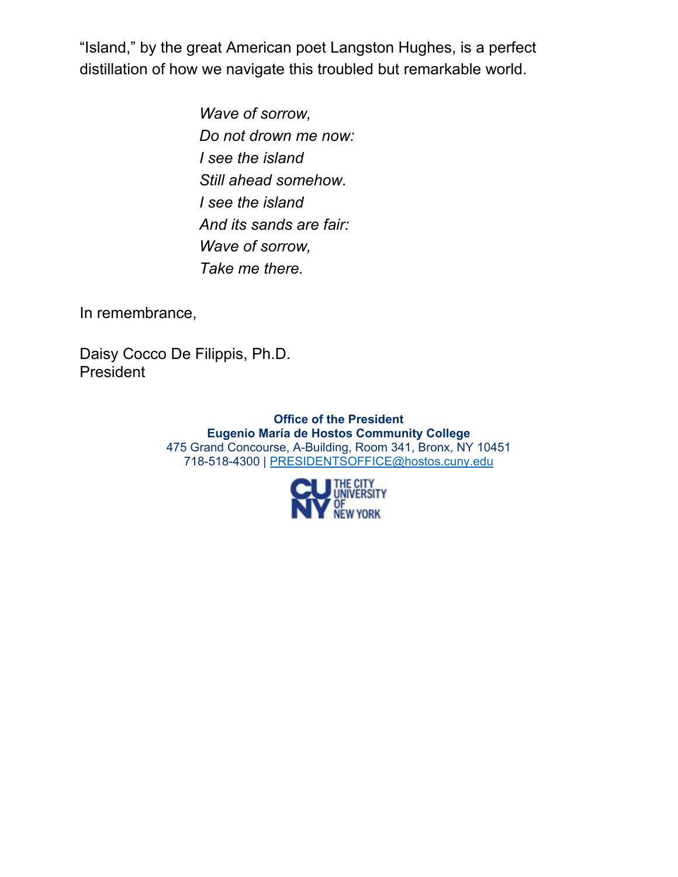"Island," by the great American poet Langston Hughes, is a perfect distillation of how we navigate this troubled but remarkable world.

*Wave of sorrow,*
*Do not drown me now:*
*I see the island*
*Still ahead somehow.*
*I see the island*
*And its sands are fair:*
*Wave of sorrow,*
*Take me there.*

In remembrance,

Daisy Cocco De Filippis, Ph.D.
President

**Office of the President**
**Eugenio María de Hostos Community College**
475 Grand Concourse, A-Building, Room 341, Bronx, NY 10451
718-518-4300 | PRESIDENTSOFFICE@hostos.cuny.edu

THE CITY UNIVERSITY OF NEW YORK